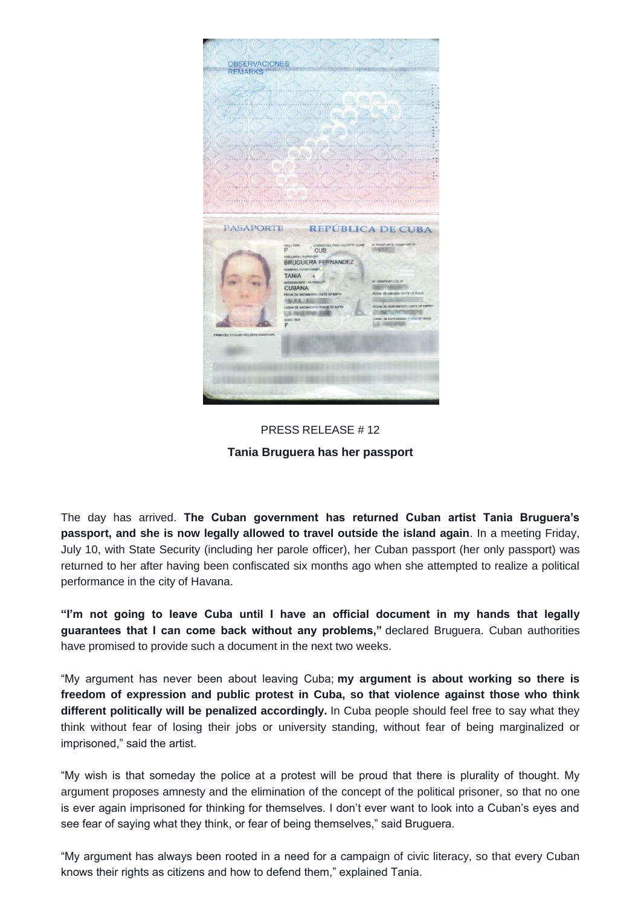PRESS RELEASE # 12

**Tania Bruguera has her passport**

The day has arrived. **The Cuban government has returned Cuban artist Tania Bruguera's passport, and she is now legally allowed to travel outside the island again**. In a meeting Friday, July 10, with State Security (including her parole officer), her Cuban passport (her only passport) was returned to her after having been confiscated six months ago when she attempted to realize a political performance in the city of Havana.

**"I'm not going to leave Cuba until I have an official document in my hands that legally guarantees that I can come back without any problems,"** declared Bruguera. Cuban authorities have promised to provide such a document in the next two weeks.

"My argument has never been about leaving Cuba; **my argument is about working so there is freedom of expression and public protest in Cuba, so that violence against those who think different politically will be penalized accordingly.** In Cuba people should feel free to say what they think without fear of losing their jobs or university standing, without fear of being marginalized or imprisoned," said the artist.

"My wish is that someday the police at a protest will be proud that there is plurality of thought. My argument proposes amnesty and the elimination of the concept of the political prisoner, so that no one is ever again imprisoned for thinking for themselves. I don't ever want to look into a Cuban's eyes and see fear of saying what they think, or fear of being themselves," said Bruguera.

"My argument has always been rooted in a need for a campaign of civic literacy, so that every Cuban knows their rights as citizens and how to defend them," explained Tania.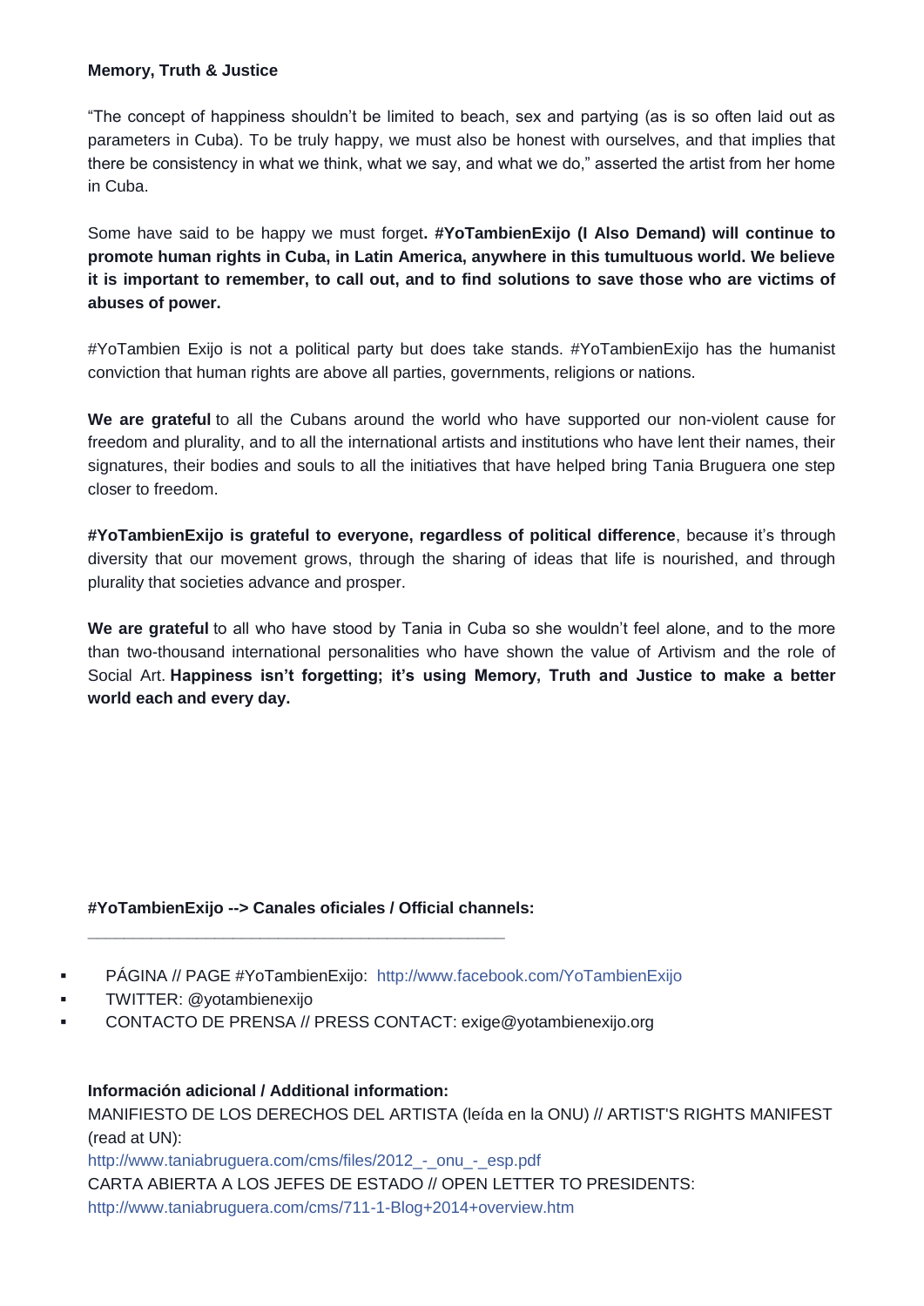**Memory, Truth & Justice**

"The concept of happiness shouldn't be limited to beach, sex and partying (as is so often laid out as parameters in Cuba). To be truly happy, we must also be honest with ourselves, and that implies that there be consistency in what we think, what we say, and what we do," asserted the artist from her home in Cuba.

Some have said to be happy we must forget**. #YoTambienExijo (I Also Demand) will continue to promote human rights in Cuba, in Latin America, anywhere in this tumultuous world. We believe it is important to remember, to call out, and to find solutions to save those who are victims of abuses of power.**

#YoTambien Exijo is not a political party but does take stands. #YoTambienExijo has the humanist conviction that human rights are above all parties, governments, religions or nations.

**We are grateful** to all the Cubans around the world who have supported our non-violent cause for freedom and plurality, and to all the international artists and institutions who have lent their names, their signatures, their bodies and souls to all the initiatives that have helped bring Tania Bruguera one step closer to freedom.

**#YoTambienExijo is grateful to everyone, regardless of political difference**, because it's through diversity that our movement grows, through the sharing of ideas that life is nourished, and through plurality that societies advance and prosper.

**We are grateful** to all who have stood by Tania in Cuba so she wouldn't feel alone, and to the more than two-thousand international personalities who have shown the value of Artivism and the role of Social Art. **Happiness isn't forgetting; it's using Memory, Truth and Justice to make a better world each and every day.**

**#YoTambienExijo --> Canales oficiales / Official channels:**

---

- PÁGINA // PAGE #YoTambienExijo: http://www.facebook.com/YoTambienExijo
- TWITTER: @yotambienexijo
- CONTACTO DE PRENSA // PRESS CONTACT: exige@yotambienexijo.org

**Información adicional / Additional information:**

MANIFIESTO DE LOS DERECHOS DEL ARTISTA (leída en la ONU) // ARTIST'S RIGHTS MANIFEST (read at UN):
http://www.taniabruguera.com/cms/files/2012_-_onu_-_esp.pdf
CARTA ABIERTA A LOS JEFES DE ESTADO // OPEN LETTER TO PRESIDENTS:
http://www.taniabruguera.com/cms/711-1-Blog+2014+overview.htm